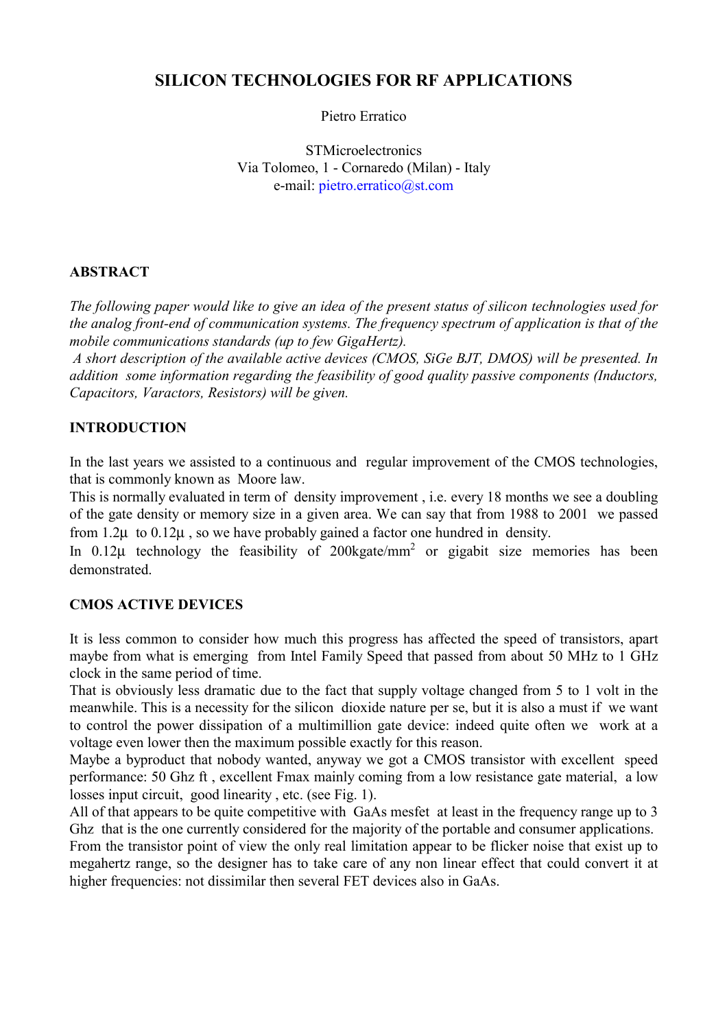# SILICON TECHNOLOGIES FOR RF APPLICATIONS

Pietro Erratico

STMicroelectronics
Via Tolomeo, 1 - Cornaredo (Milan) - Italy
e-mail: pietro.erratico@st.com

## ABSTRACT

*The following paper would like to give an idea of the present status of silicon technologies used for the analog front-end of communication systems. The frequency spectrum of application is that of the mobile communications standards (up to few GigaHertz).*
*A short description of the available active devices (CMOS, SiGe BJT, DMOS) will be presented. In addition some information regarding the feasibility of good quality passive components (Inductors, Capacitors, Varactors, Resistors) will be given.*

## INTRODUCTION

In the last years we assisted to a continuous and regular improvement of the CMOS technologies, that is commonly known as Moore law.
This is normally evaluated in term of density improvement , i.e. every 18 months we see a doubling of the gate density or memory size in a given area. We can say that from 1988 to 2001 we passed from 1.2µ to 0.12µ , so we have probably gained a factor one hundred in density.
In 0.12µ technology the feasibility of 200kgate/mm$^2$ or gigabit size memories has been demonstrated.

## CMOS ACTIVE DEVICES

It is less common to consider how much this progress has affected the speed of transistors, apart maybe from what is emerging from Intel Family Speed that passed from about 50 MHz to 1 GHz clock in the same period of time.
That is obviously less dramatic due to the fact that supply voltage changed from 5 to 1 volt in the meanwhile. This is a necessity for the silicon dioxide nature per se, but it is also a must if we want to control the power dissipation of a multimillion gate device: indeed quite often we work at a voltage even lower then the maximum possible exactly for this reason.
Maybe a byproduct that nobody wanted, anyway we got a CMOS transistor with excellent speed performance: 50 Ghz ft , excellent Fmax mainly coming from a low resistance gate material, a low losses input circuit, good linearity , etc. (see Fig. 1).
All of that appears to be quite competitive with GaAs mesfet at least in the frequency range up to 3 Ghz that is the one currently considered for the majority of the portable and consumer applications.
From the transistor point of view the only real limitation appear to be flicker noise that exist up to megahertz range, so the designer has to take care of any non linear effect that could convert it at higher frequencies: not dissimilar then several FET devices also in GaAs.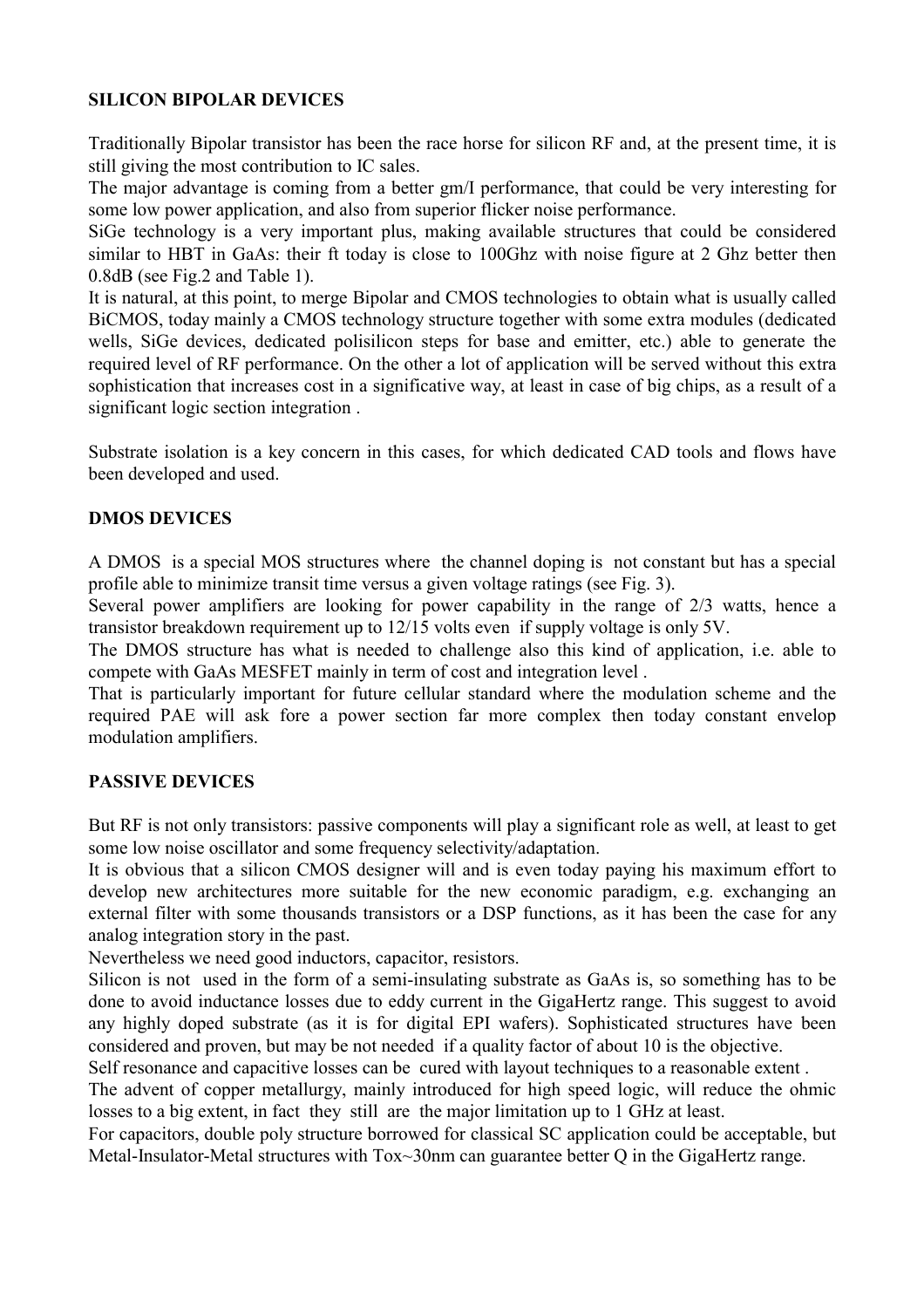## SILICON BIPOLAR DEVICES

Traditionally Bipolar transistor has been the race horse for silicon RF and, at the present time, it is still giving the most contribution to IC sales.

The major advantage is coming from a better gm/I performance, that could be very interesting for some low power application, and also from superior flicker noise performance.

SiGe technology is a very important plus, making available structures that could be considered similar to HBT in GaAs: their ft today is close to 100Ghz with noise figure at 2 Ghz better then 0.8dB (see Fig.2 and Table 1).

It is natural, at this point, to merge Bipolar and CMOS technologies to obtain what is usually called BiCMOS, today mainly a CMOS technology structure together with some extra modules (dedicated wells, SiGe devices, dedicated polisilicon steps for base and emitter, etc.) able to generate the required level of RF performance. On the other a lot of application will be served without this extra sophistication that increases cost in a significative way, at least in case of big chips, as a result of a significant logic section integration .

Substrate isolation is a key concern in this cases, for which dedicated CAD tools and flows have been developed and used.

## DMOS DEVICES

A DMOS is a special MOS structures where the channel doping is not constant but has a special profile able to minimize transit time versus a given voltage ratings (see Fig. 3).

Several power amplifiers are looking for power capability in the range of 2/3 watts, hence a transistor breakdown requirement up to 12/15 volts even if supply voltage is only 5V.

The DMOS structure has what is needed to challenge also this kind of application, i.e. able to compete with GaAs MESFET mainly in term of cost and integration level .

That is particularly important for future cellular standard where the modulation scheme and the required PAE will ask fore a power section far more complex then today constant envelop modulation amplifiers.

## PASSIVE DEVICES

But RF is not only transistors: passive components will play a significant role as well, at least to get some low noise oscillator and some frequency selectivity/adaptation.

It is obvious that a silicon CMOS designer will and is even today paying his maximum effort to develop new architectures more suitable for the new economic paradigm, e.g. exchanging an external filter with some thousands transistors or a DSP functions, as it has been the case for any analog integration story in the past.

Nevertheless we need good inductors, capacitor, resistors.

Silicon is not used in the form of a semi-insulating substrate as GaAs is, so something has to be done to avoid inductance losses due to eddy current in the GigaHertz range. This suggest to avoid any highly doped substrate (as it is for digital EPI wafers). Sophisticated structures have been considered and proven, but may be not needed if a quality factor of about 10 is the objective.

Self resonance and capacitive losses can be cured with layout techniques to a reasonable extent .

The advent of copper metallurgy, mainly introduced for high speed logic, will reduce the ohmic losses to a big extent, in fact they still are the major limitation up to 1 GHz at least.

For capacitors, double poly structure borrowed for classical SC application could be acceptable, but Metal-Insulator-Metal structures with Tox~30nm can guarantee better Q in the GigaHertz range.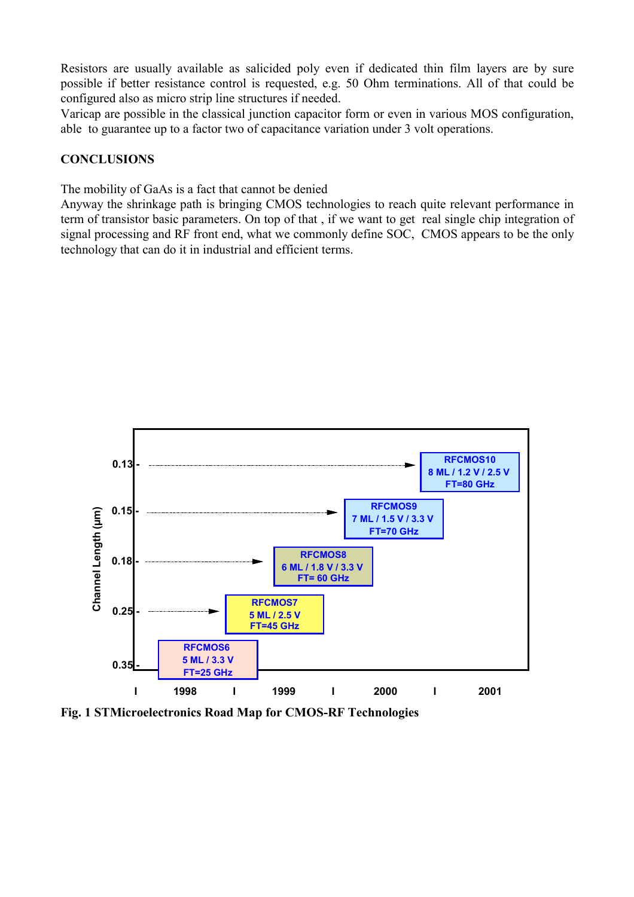Resistors are usually available as salicided poly even if dedicated thin film layers are by sure possible if better resistance control is requested, e.g. 50 Ohm terminations. All of that could be configured also as micro strip line structures if needed.
Varicap are possible in the classical junction capacitor form or even in various MOS configuration, able to guarantee up to a factor two of capacitance variation under 3 volt operations.

**CONCLUSIONS**

The mobility of GaAs is a fact that cannot be denied
Anyway the shrinkage path is bringing CMOS technologies to reach quite relevant performance in term of transistor basic parameters. On top of that , if we want to get real single chip integration of signal processing and RF front end, what we commonly define SOC, CMOS appears to be the only technology that can do it in industrial and efficient terms.

**Fig. 1 STMicroelectronics Road Map for CMOS-RF Technologies**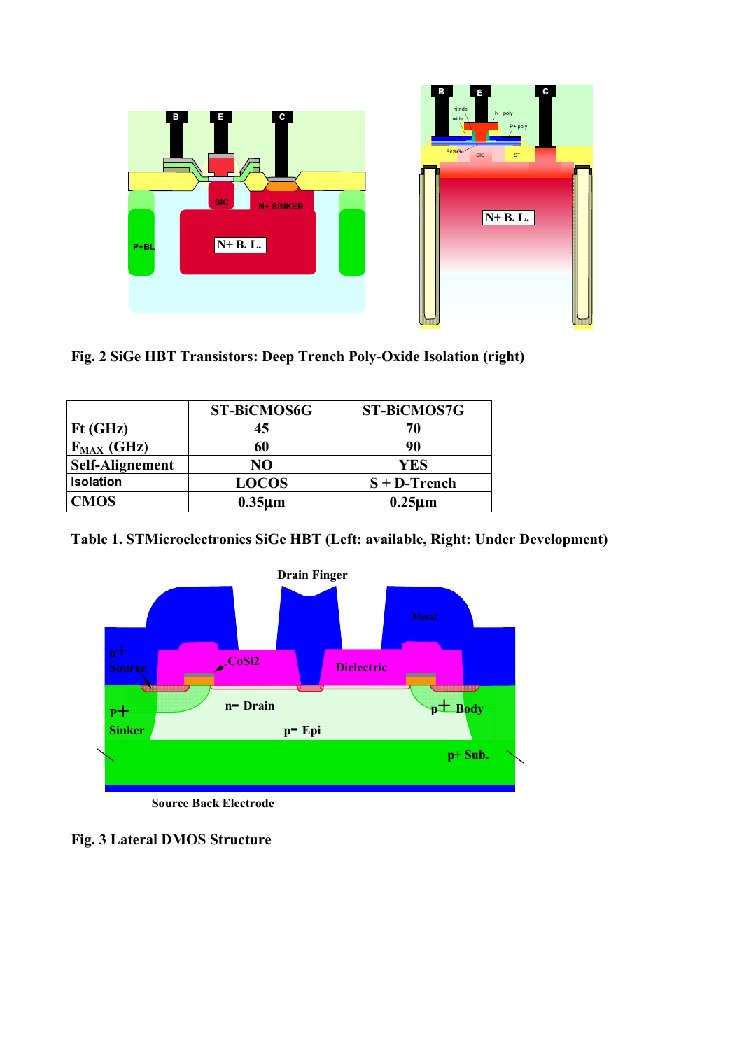Fig. 2 SiGe HBT Transistors: Deep Trench Poly-Oxide Isolation (right)

| | ST-BiCMOS6G | ST-BiCMOS7G |
|---|---|---|
| Ft (GHz) | 45 | 70 |
| $F_{MAX}$ (GHz) | 60 | 90 |
| Self-Alignement | NO | YES |
| Isolation | LOCOS | S + D-Trench |
| CMOS | 0.35µm | 0.25µm |

Table 1. STMicroelectronics SiGe HBT (Left: available, Right: Under Development)

Fig. 3 Lateral DMOS Structure